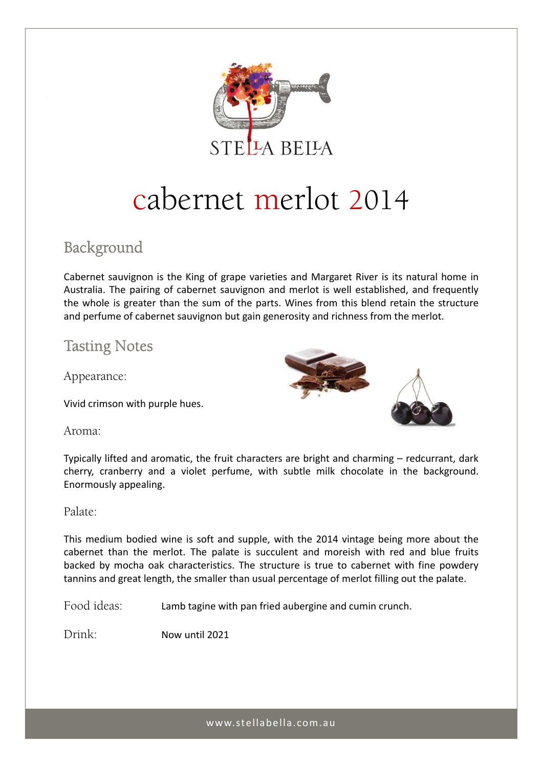STELLA BELLA

# cabernet merlot 2014

## Background

Cabernet sauvignon is the King of grape varieties and Margaret River is its natural home in Australia. The pairing of cabernet sauvignon and merlot is well established, and frequently the whole is greater than the sum of the parts. Wines from this blend retain the structure and perfume of cabernet sauvignon but gain generosity and richness from the merlot.

## Tasting Notes

### Appearance:

Vivid crimson with purple hues.

### Aroma:

Typically lifted and aromatic, the fruit characters are bright and charming – redcurrant, dark cherry, cranberry and a violet perfume, with subtle milk chocolate in the background. Enormously appealing.

### Palate:

This medium bodied wine is soft and supple, with the 2014 vintage being more about the cabernet than the merlot. The palate is succulent and moreish with red and blue fruits backed by mocha oak characteristics. The structure is true to cabernet with fine powdery tannins and great length, the smaller than usual percentage of merlot filling out the palate.

**Food ideas:** Lamb tagine with pan fried aubergine and cumin crunch.

**Drink:** Now until 2021

www.stellabella.com.au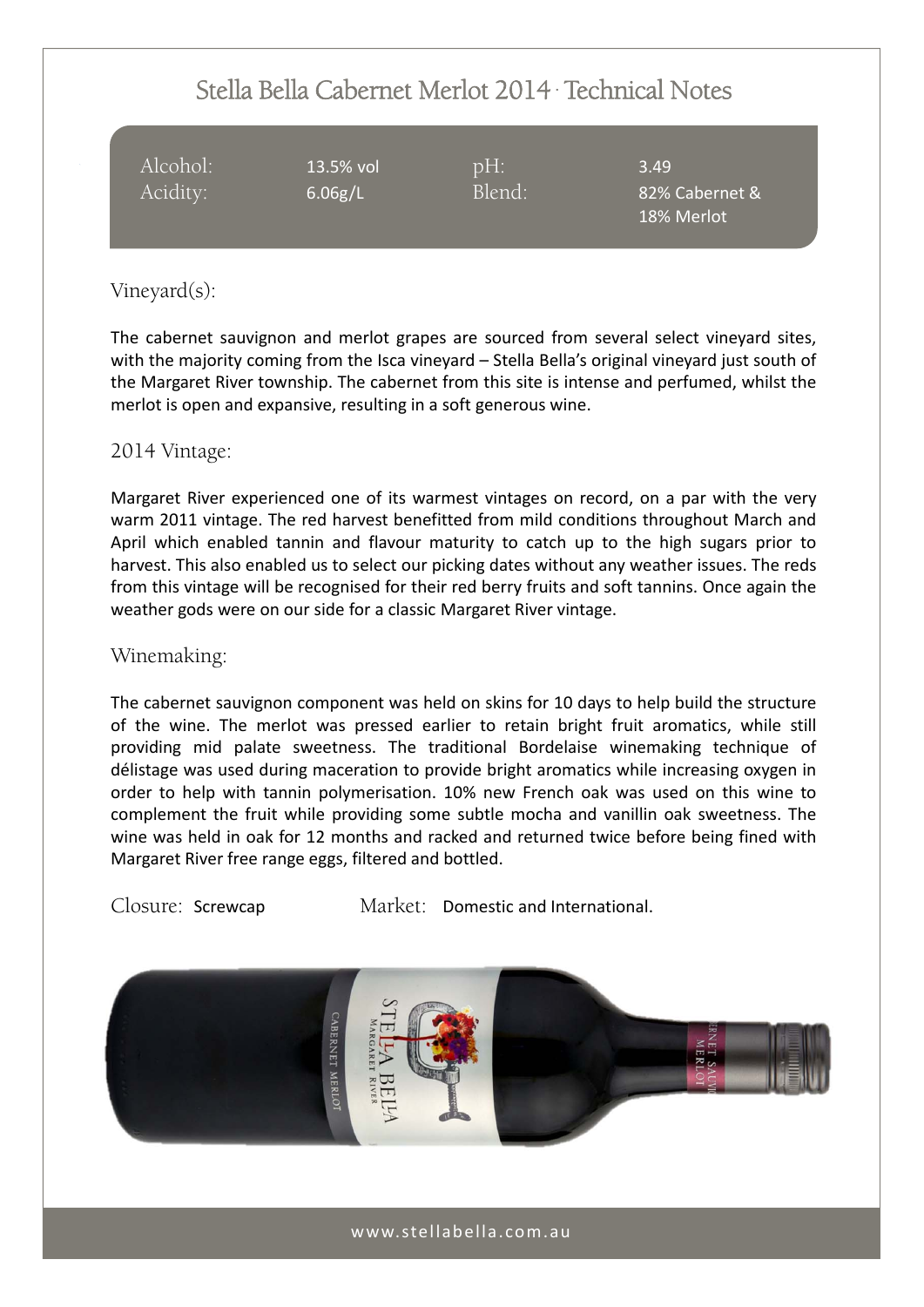# Stella Bella Cabernet Merlot 2014 · Technical Notes

| | | | |
|---|---|---|---|
| Alcohol: | 13.5% vol | pH: | 3.49 |
| Acidity: | 6.06g/L | Blend: | 82% Cabernet & 18% Merlot |

## Vineyard(s):

The cabernet sauvignon and merlot grapes are sourced from several select vineyard sites, with the majority coming from the Isca vineyard – Stella Bella's original vineyard just south of the Margaret River township. The cabernet from this site is intense and perfumed, whilst the merlot is open and expansive, resulting in a soft generous wine.

## 2014 Vintage:

Margaret River experienced one of its warmest vintages on record, on a par with the very warm 2011 vintage. The red harvest benefitted from mild conditions throughout March and April which enabled tannin and flavour maturity to catch up to the high sugars prior to harvest. This also enabled us to select our picking dates without any weather issues. The reds from this vintage will be recognised for their red berry fruits and soft tannins. Once again the weather gods were on our side for a classic Margaret River vintage.

## Winemaking:

The cabernet sauvignon component was held on skins for 10 days to help build the structure of the wine. The merlot was pressed earlier to retain bright fruit aromatics, while still providing mid palate sweetness. The traditional Bordelaise winemaking technique of délistage was used during maceration to provide bright aromatics while increasing oxygen in order to help with tannin polymerisation. 10% new French oak was used on this wine to complement the fruit while providing some subtle mocha and vanillin oak sweetness. The wine was held in oak for 12 months and racked and returned twice before being fined with Margaret River free range eggs, filtered and bottled.

Closure: Screwcap　　　　Market: Domestic and International.

www.stellabella.com.au